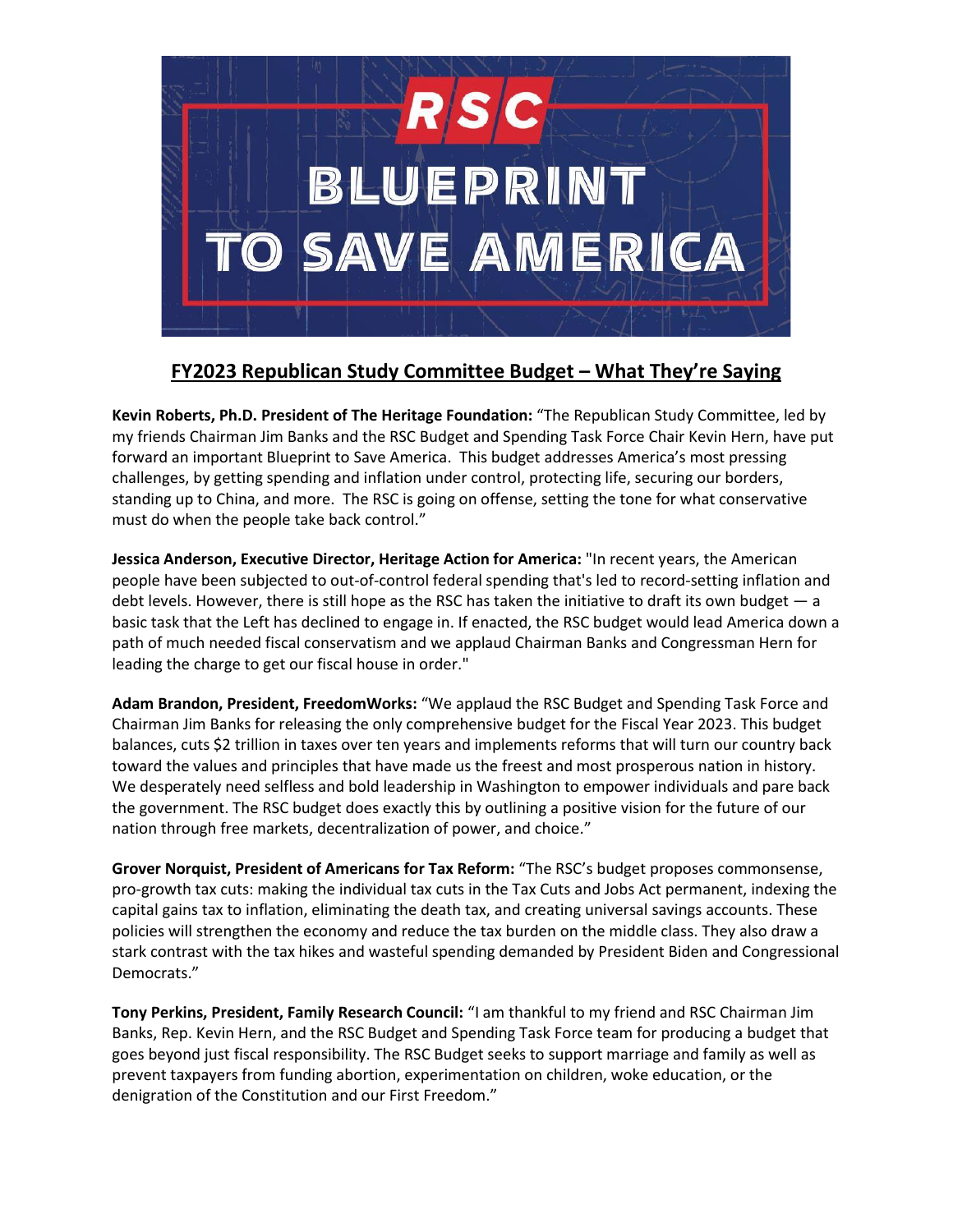# RSC BLUEPRINT TO SAVE AMERICA

## FY2023 Republican Study Committee Budget – What They're Saying

**Kevin Roberts, Ph.D. President of The Heritage Foundation:** "The Republican Study Committee, led by my friends Chairman Jim Banks and the RSC Budget and Spending Task Force Chair Kevin Hern, have put forward an important Blueprint to Save America. This budget addresses America's most pressing challenges, by getting spending and inflation under control, protecting life, securing our borders, standing up to China, and more. The RSC is going on offense, setting the tone for what conservative must do when the people take back control."

**Jessica Anderson, Executive Director, Heritage Action for America:** "In recent years, the American people have been subjected to out-of-control federal spending that's led to record-setting inflation and debt levels. However, there is still hope as the RSC has taken the initiative to draft its own budget — a basic task that the Left has declined to engage in. If enacted, the RSC budget would lead America down a path of much needed fiscal conservatism and we applaud Chairman Banks and Congressman Hern for leading the charge to get our fiscal house in order."

**Adam Brandon, President, FreedomWorks:** "We applaud the RSC Budget and Spending Task Force and Chairman Jim Banks for releasing the only comprehensive budget for the Fiscal Year 2023. This budget balances, cuts $2 trillion in taxes over ten years and implements reforms that will turn our country back toward the values and principles that have made us the freest and most prosperous nation in history. We desperately need selfless and bold leadership in Washington to empower individuals and pare back the government. The RSC budget does exactly this by outlining a positive vision for the future of our nation through free markets, decentralization of power, and choice."

**Grover Norquist, President of Americans for Tax Reform:** "The RSC's budget proposes commonsense, pro-growth tax cuts: making the individual tax cuts in the Tax Cuts and Jobs Act permanent, indexing the capital gains tax to inflation, eliminating the death tax, and creating universal savings accounts. These policies will strengthen the economy and reduce the tax burden on the middle class. They also draw a stark contrast with the tax hikes and wasteful spending demanded by President Biden and Congressional Democrats."

**Tony Perkins, President, Family Research Council:** "I am thankful to my friend and RSC Chairman Jim Banks, Rep. Kevin Hern, and the RSC Budget and Spending Task Force team for producing a budget that goes beyond just fiscal responsibility. The RSC Budget seeks to support marriage and family as well as prevent taxpayers from funding abortion, experimentation on children, woke education, or the denigration of the Constitution and our First Freedom."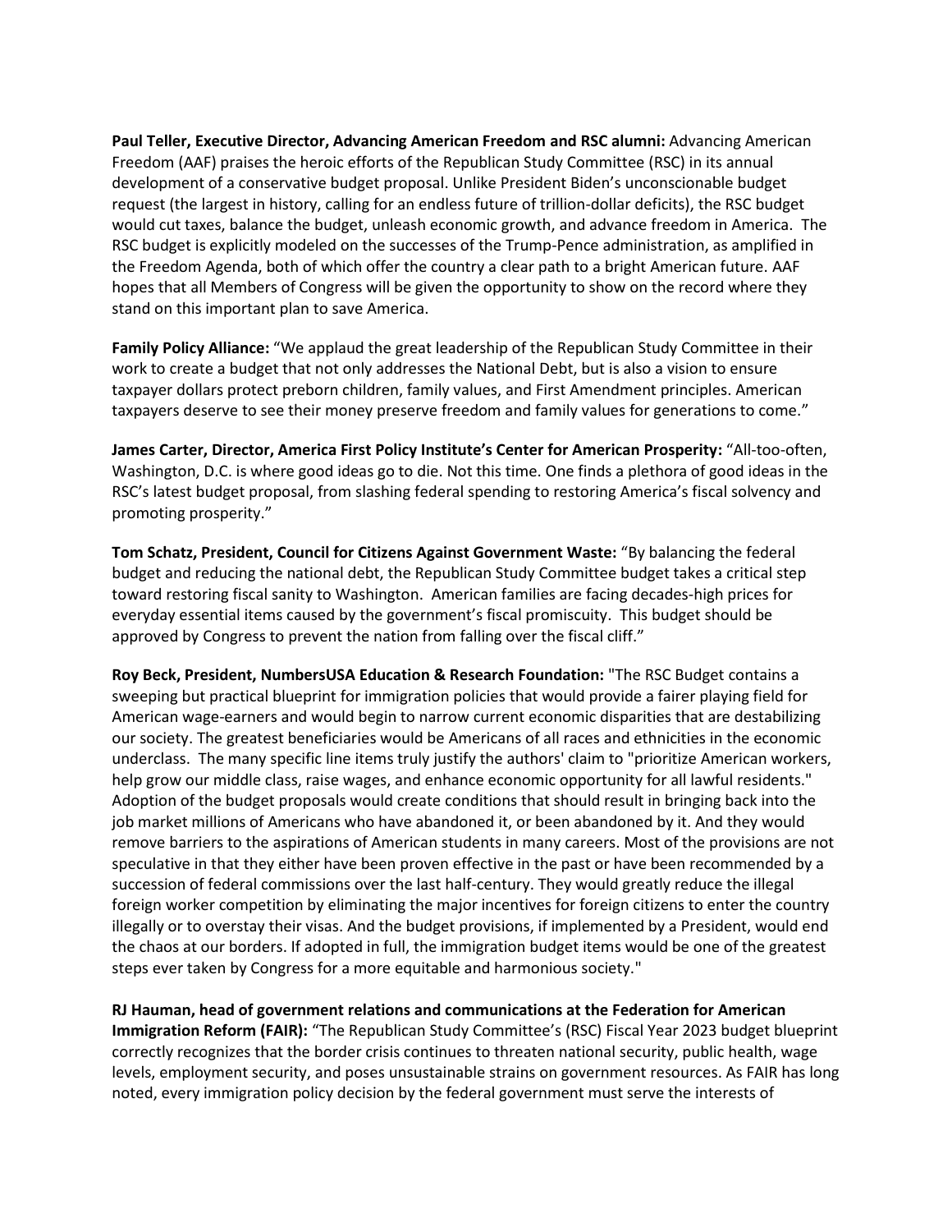**Paul Teller, Executive Director, Advancing American Freedom and RSC alumni:** Advancing American Freedom (AAF) praises the heroic efforts of the Republican Study Committee (RSC) in its annual development of a conservative budget proposal. Unlike President Biden's unconscionable budget request (the largest in history, calling for an endless future of trillion-dollar deficits), the RSC budget would cut taxes, balance the budget, unleash economic growth, and advance freedom in America. The RSC budget is explicitly modeled on the successes of the Trump-Pence administration, as amplified in the Freedom Agenda, both of which offer the country a clear path to a bright American future. AAF hopes that all Members of Congress will be given the opportunity to show on the record where they stand on this important plan to save America.

**Family Policy Alliance:** "We applaud the great leadership of the Republican Study Committee in their work to create a budget that not only addresses the National Debt, but is also a vision to ensure taxpayer dollars protect preborn children, family values, and First Amendment principles. American taxpayers deserve to see their money preserve freedom and family values for generations to come."

**James Carter, Director, America First Policy Institute's Center for American Prosperity:** "All-too-often, Washington, D.C. is where good ideas go to die. Not this time. One finds a plethora of good ideas in the RSC's latest budget proposal, from slashing federal spending to restoring America's fiscal solvency and promoting prosperity."

**Tom Schatz, President, Council for Citizens Against Government Waste:** "By balancing the federal budget and reducing the national debt, the Republican Study Committee budget takes a critical step toward restoring fiscal sanity to Washington. American families are facing decades-high prices for everyday essential items caused by the government's fiscal promiscuity. This budget should be approved by Congress to prevent the nation from falling over the fiscal cliff."

**Roy Beck, President, NumbersUSA Education & Research Foundation:** "The RSC Budget contains a sweeping but practical blueprint for immigration policies that would provide a fairer playing field for American wage-earners and would begin to narrow current economic disparities that are destabilizing our society. The greatest beneficiaries would be Americans of all races and ethnicities in the economic underclass. The many specific line items truly justify the authors' claim to "prioritize American workers, help grow our middle class, raise wages, and enhance economic opportunity for all lawful residents." Adoption of the budget proposals would create conditions that should result in bringing back into the job market millions of Americans who have abandoned it, or been abandoned by it. And they would remove barriers to the aspirations of American students in many careers. Most of the provisions are not speculative in that they either have been proven effective in the past or have been recommended by a succession of federal commissions over the last half-century. They would greatly reduce the illegal foreign worker competition by eliminating the major incentives for foreign citizens to enter the country illegally or to overstay their visas. And the budget provisions, if implemented by a President, would end the chaos at our borders. If adopted in full, the immigration budget items would be one of the greatest steps ever taken by Congress for a more equitable and harmonious society."

**RJ Hauman, head of government relations and communications at the Federation for American Immigration Reform (FAIR):** "The Republican Study Committee's (RSC) Fiscal Year 2023 budget blueprint correctly recognizes that the border crisis continues to threaten national security, public health, wage levels, employment security, and poses unsustainable strains on government resources. As FAIR has long noted, every immigration policy decision by the federal government must serve the interests of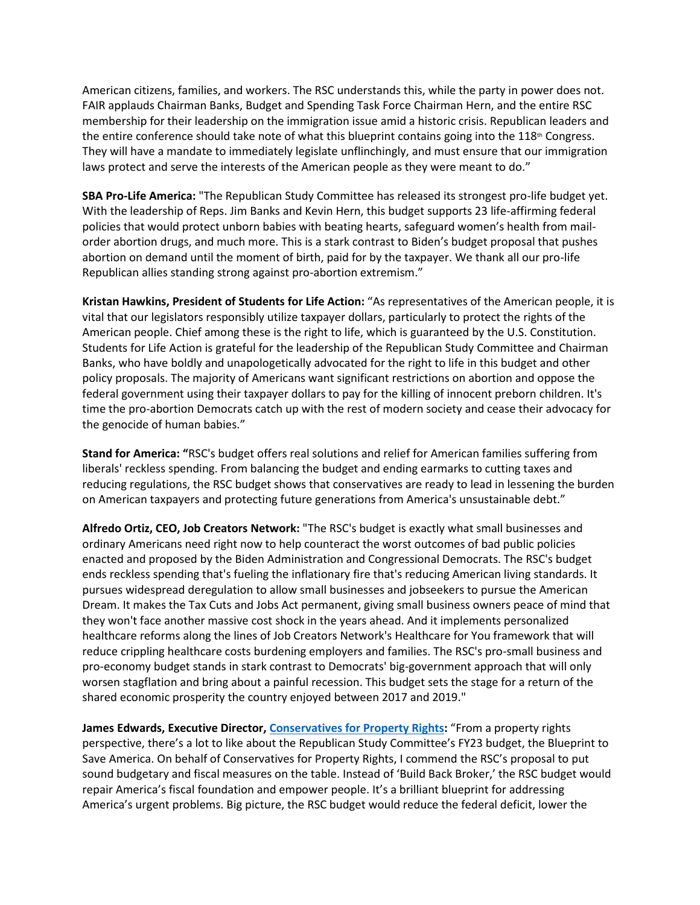American citizens, families, and workers. The RSC understands this, while the party in power does not. FAIR applauds Chairman Banks, Budget and Spending Task Force Chairman Hern, and the entire RSC membership for their leadership on the immigration issue amid a historic crisis. Republican leaders and the entire conference should take note of what this blueprint contains going into the 118th Congress. They will have a mandate to immediately legislate unflinchingly, and must ensure that our immigration laws protect and serve the interests of the American people as they were meant to do."

**SBA Pro-Life America:** "The Republican Study Committee has released its strongest pro-life budget yet. With the leadership of Reps. Jim Banks and Kevin Hern, this budget supports 23 life-affirming federal policies that would protect unborn babies with beating hearts, safeguard women's health from mail-order abortion drugs, and much more. This is a stark contrast to Biden's budget proposal that pushes abortion on demand until the moment of birth, paid for by the taxpayer. We thank all our pro-life Republican allies standing strong against pro-abortion extremism."

**Kristan Hawkins, President of Students for Life Action:** "As representatives of the American people, it is vital that our legislators responsibly utilize taxpayer dollars, particularly to protect the rights of the American people. Chief among these is the right to life, which is guaranteed by the U.S. Constitution. Students for Life Action is grateful for the leadership of the Republican Study Committee and Chairman Banks, who have boldly and unapologetically advocated for the right to life in this budget and other policy proposals. The majority of Americans want significant restrictions on abortion and oppose the federal government using their taxpayer dollars to pay for the killing of innocent preborn children. It's time the pro-abortion Democrats catch up with the rest of modern society and cease their advocacy for the genocide of human babies."

**Stand for America: "**RSC's budget offers real solutions and relief for American families suffering from liberals' reckless spending. From balancing the budget and ending earmarks to cutting taxes and reducing regulations, the RSC budget shows that conservatives are ready to lead in lessening the burden on American taxpayers and protecting future generations from America's unsustainable debt."

**Alfredo Ortiz, CEO, Job Creators Network:** "The RSC's budget is exactly what small businesses and ordinary Americans need right now to help counteract the worst outcomes of bad public policies enacted and proposed by the Biden Administration and Congressional Democrats. The RSC's budget ends reckless spending that's fueling the inflationary fire that's reducing American living standards. It pursues widespread deregulation to allow small businesses and jobseekers to pursue the American Dream. It makes the Tax Cuts and Jobs Act permanent, giving small business owners peace of mind that they won't face another massive cost shock in the years ahead. And it implements personalized healthcare reforms along the lines of Job Creators Network's Healthcare for You framework that will reduce crippling healthcare costs burdening employers and families. The RSC's pro-small business and pro-economy budget stands in stark contrast to Democrats' big-government approach that will only worsen stagflation and bring about a painful recession. This budget sets the stage for a return of the shared economic prosperity the country enjoyed between 2017 and 2019."

**James Edwards, Executive Director, Conservatives for Property Rights:** "From a property rights perspective, there's a lot to like about the Republican Study Committee's FY23 budget, the Blueprint to Save America. On behalf of Conservatives for Property Rights, I commend the RSC's proposal to put sound budgetary and fiscal measures on the table. Instead of 'Build Back Broker,' the RSC budget would repair America's fiscal foundation and empower people. It's a brilliant blueprint for addressing America's urgent problems. Big picture, the RSC budget would reduce the federal deficit, lower the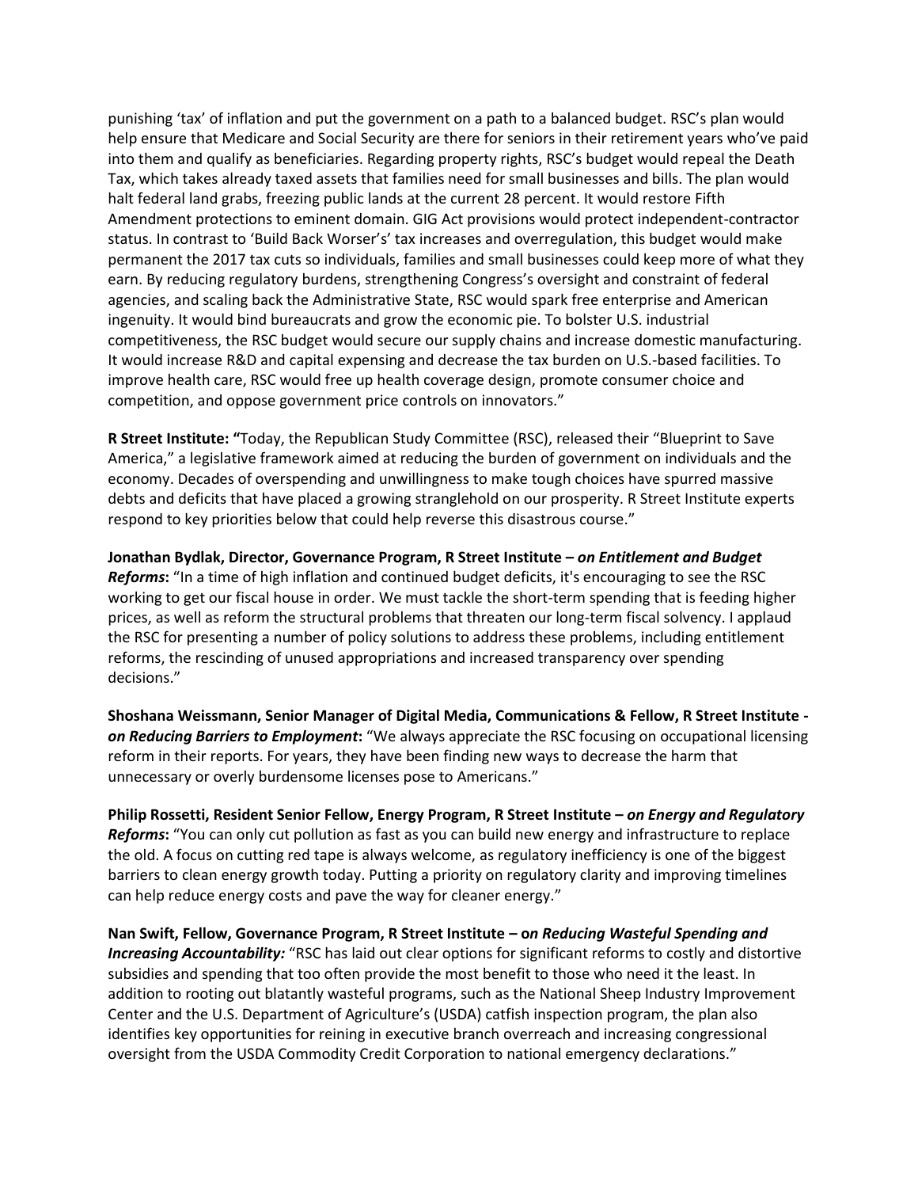punishing 'tax' of inflation and put the government on a path to a balanced budget. RSC's plan would help ensure that Medicare and Social Security are there for seniors in their retirement years who've paid into them and qualify as beneficiaries. Regarding property rights, RSC's budget would repeal the Death Tax, which takes already taxed assets that families need for small businesses and bills. The plan would halt federal land grabs, freezing public lands at the current 28 percent. It would restore Fifth Amendment protections to eminent domain. GIG Act provisions would protect independent-contractor status. In contrast to 'Build Back Worser's' tax increases and overregulation, this budget would make permanent the 2017 tax cuts so individuals, families and small businesses could keep more of what they earn. By reducing regulatory burdens, strengthening Congress's oversight and constraint of federal agencies, and scaling back the Administrative State, RSC would spark free enterprise and American ingenuity. It would bind bureaucrats and grow the economic pie. To bolster U.S. industrial competitiveness, the RSC budget would secure our supply chains and increase domestic manufacturing. It would increase R&D and capital expensing and decrease the tax burden on U.S.-based facilities. To improve health care, RSC would free up health coverage design, promote consumer choice and competition, and oppose government price controls on innovators."

**R Street Institute: "**Today, the Republican Study Committee (RSC), released their "Blueprint to Save America," a legislative framework aimed at reducing the burden of government on individuals and the economy. Decades of overspending and unwillingness to make tough choices have spurred massive debts and deficits that have placed a growing stranglehold on our prosperity. R Street Institute experts respond to key priorities below that could help reverse this disastrous course."

**Jonathan Bydlak, Director, Governance Program, R Street Institute – *on Entitlement and Budget Reforms*:** "In a time of high inflation and continued budget deficits, it's encouraging to see the RSC working to get our fiscal house in order. We must tackle the short-term spending that is feeding higher prices, as well as reform the structural problems that threaten our long-term fiscal solvency. I applaud the RSC for presenting a number of policy solutions to address these problems, including entitlement reforms, the rescinding of unused appropriations and increased transparency over spending decisions."

**Shoshana Weissmann, Senior Manager of Digital Media, Communications & Fellow, R Street Institute - *on Reducing Barriers to Employment*:** "We always appreciate the RSC focusing on occupational licensing reform in their reports. For years, they have been finding new ways to decrease the harm that unnecessary or overly burdensome licenses pose to Americans."

**Philip Rossetti, Resident Senior Fellow, Energy Program, R Street Institute – *on Energy and Regulatory Reforms*:** "You can only cut pollution as fast as you can build new energy and infrastructure to replace the old. A focus on cutting red tape is always welcome, as regulatory inefficiency is one of the biggest barriers to clean energy growth today. Putting a priority on regulatory clarity and improving timelines can help reduce energy costs and pave the way for cleaner energy."

**Nan Swift, Fellow, Governance Program, R Street Institute – o*n Reducing Wasteful Spending and Increasing Accountability:*** "RSC has laid out clear options for significant reforms to costly and distortive subsidies and spending that too often provide the most benefit to those who need it the least. In addition to rooting out blatantly wasteful programs, such as the National Sheep Industry Improvement Center and the U.S. Department of Agriculture's (USDA) catfish inspection program, the plan also identifies key opportunities for reining in executive branch overreach and increasing congressional oversight from the USDA Commodity Credit Corporation to national emergency declarations."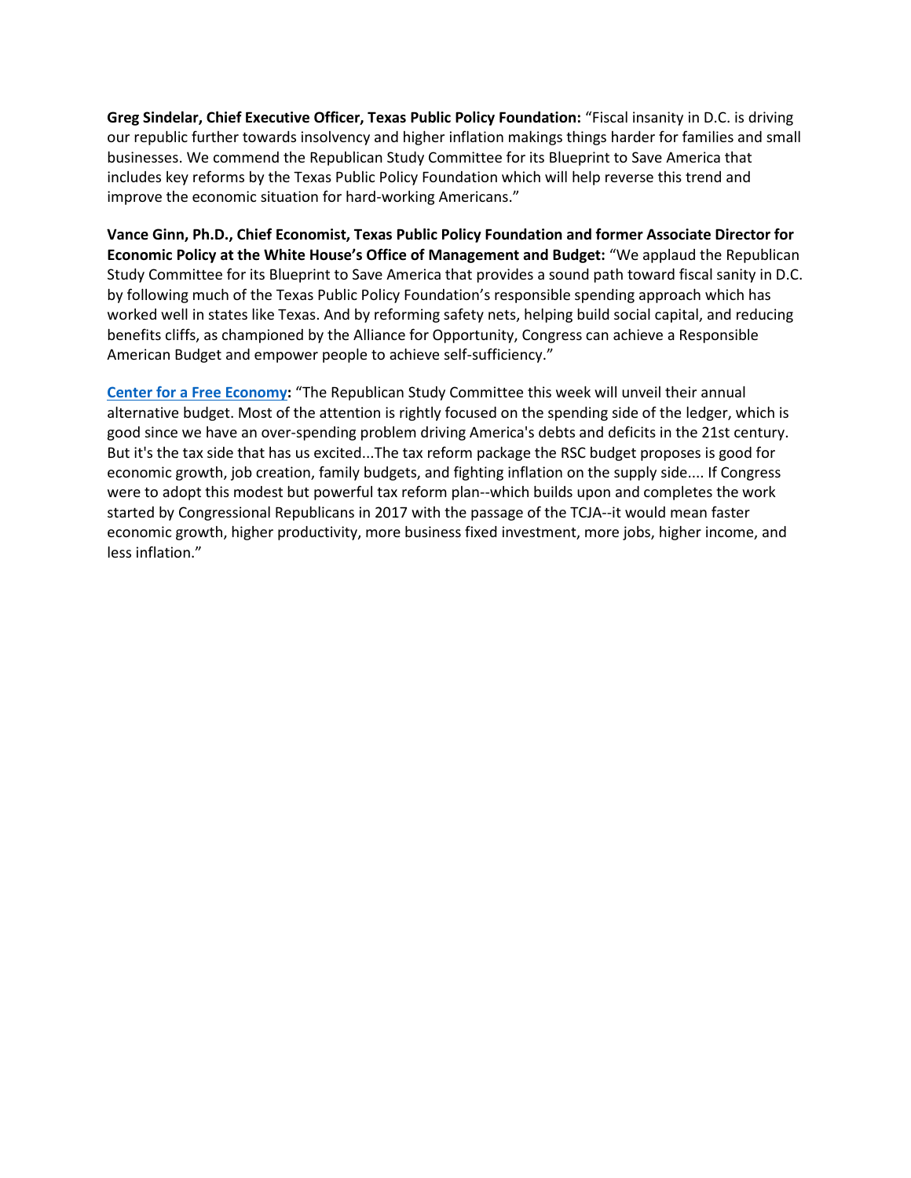**Greg Sindelar, Chief Executive Officer, Texas Public Policy Foundation:** "Fiscal insanity in D.C. is driving our republic further towards insolvency and higher inflation makings things harder for families and small businesses. We commend the Republican Study Committee for its Blueprint to Save America that includes key reforms by the Texas Public Policy Foundation which will help reverse this trend and improve the economic situation for hard-working Americans."

**Vance Ginn, Ph.D., Chief Economist, Texas Public Policy Foundation and former Associate Director for Economic Policy at the White House's Office of Management and Budget:** "We applaud the Republican Study Committee for its Blueprint to Save America that provides a sound path toward fiscal sanity in D.C. by following much of the Texas Public Policy Foundation's responsible spending approach which has worked well in states like Texas. And by reforming safety nets, helping build social capital, and reducing benefits cliffs, as championed by the Alliance for Opportunity, Congress can achieve a Responsible American Budget and empower people to achieve self-sufficiency."

**Center for a Free Economy:** "The Republican Study Committee this week will unveil their annual alternative budget. Most of the attention is rightly focused on the spending side of the ledger, which is good since we have an over-spending problem driving America's debts and deficits in the 21st century. But it's the tax side that has us excited...The tax reform package the RSC budget proposes is good for economic growth, job creation, family budgets, and fighting inflation on the supply side.... If Congress were to adopt this modest but powerful tax reform plan--which builds upon and completes the work started by Congressional Republicans in 2017 with the passage of the TCJA--it would mean faster economic growth, higher productivity, more business fixed investment, more jobs, higher income, and less inflation."